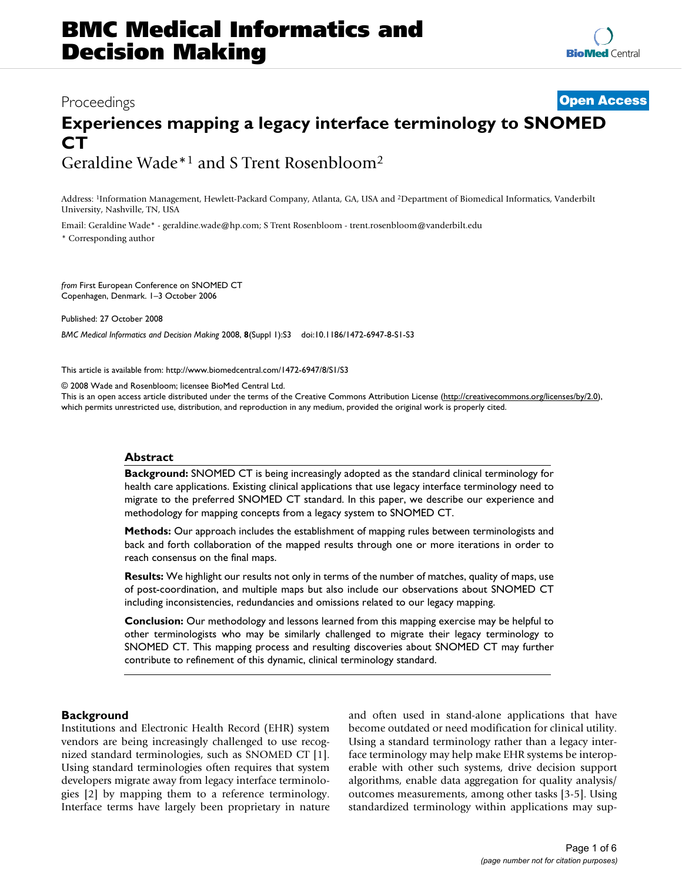# Experiences mapping a legacy interface terminology to SNOMED CT

Geraldine Wade*[1] and S Trent Rosenbloom[2]

Address: [1]Information Management, Hewlett-Packard Company, Atlanta, GA, USA and [2]Department of Biomedical Informatics, Vanderbilt University, Nashville, TN, USA

Email: Geraldine Wade* - geraldine.wade@hp.com; S Trent Rosenbloom - trent.rosenbloom@vanderbilt.edu

* Corresponding author

*from* First European Conference on SNOMED CT
Copenhagen, Denmark. 1–3 October 2006

Published: 27 October 2008

*BMC Medical Informatics and Decision Making* 2008, **8**(Suppl 1):S3 doi:10.1186/1472-6947-8-S1-S3

This article is available from: http://www.biomedcentral.com/1472-6947/8/S1/S3

© 2008 Wade and Rosenbloom; licensee BioMed Central Ltd.
This is an open access article distributed under the terms of the Creative Commons Attribution License (http://creativecommons.org/licenses/by/2.0), which permits unrestricted use, distribution, and reproduction in any medium, provided the original work is properly cited.

## Abstract

**Background:** SNOMED CT is being increasingly adopted as the standard clinical terminology for health care applications. Existing clinical applications that use legacy interface terminology need to migrate to the preferred SNOMED CT standard. In this paper, we describe our experience and methodology for mapping concepts from a legacy system to SNOMED CT.

**Methods:** Our approach includes the establishment of mapping rules between terminologists and back and forth collaboration of the mapped results through one or more iterations in order to reach consensus on the final maps.

**Results:** We highlight our results not only in terms of the number of matches, quality of maps, use of post-coordination, and multiple maps but also include our observations about SNOMED CT including inconsistencies, redundancies and omissions related to our legacy mapping.

**Conclusion:** Our methodology and lessons learned from this mapping exercise may be helpful to other terminologists who may be similarly challenged to migrate their legacy terminology to SNOMED CT. This mapping process and resulting discoveries about SNOMED CT may further contribute to refinement of this dynamic, clinical terminology standard.

## Background

Institutions and Electronic Health Record (EHR) system vendors are being increasingly challenged to use recognized standard terminologies, such as SNOMED CT [1]. Using standard terminologies often requires that system developers migrate away from legacy interface terminologies [2] by mapping them to a reference terminology. Interface terms have largely been proprietary in nature and often used in stand-alone applications that have become outdated or need modification for clinical utility. Using a standard terminology rather than a legacy interface terminology may help make EHR systems be interoperable with other such systems, drive decision support algorithms, enable data aggregation for quality analysis/outcomes measurements, among other tasks [3-5]. Using standardized terminology within applications may sup-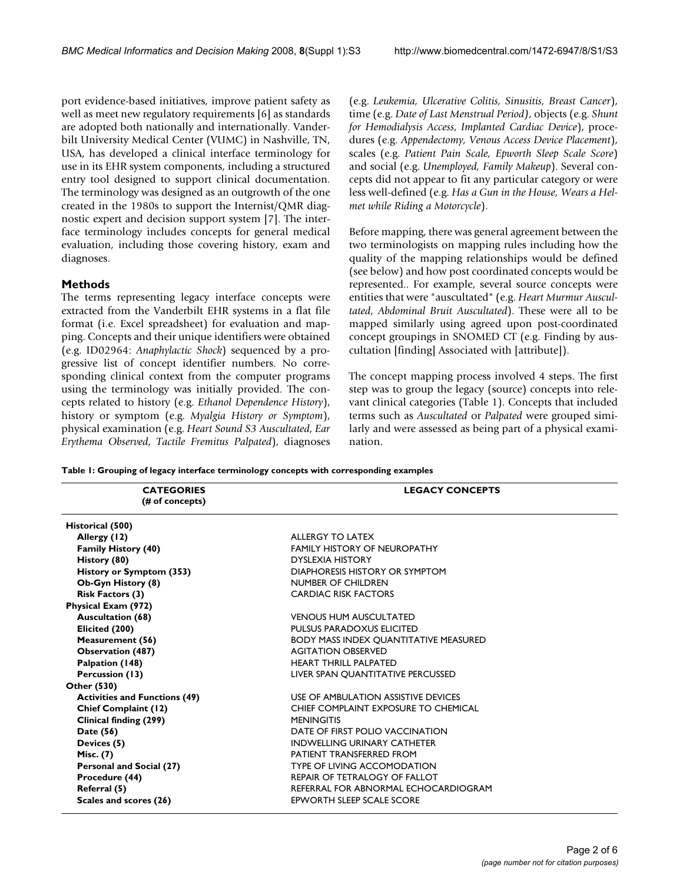port evidence-based initiatives, improve patient safety as well as meet new regulatory requirements [6] as standards are adopted both nationally and internationally. Vanderbilt University Medical Center (VUMC) in Nashville, TN, USA, has developed a clinical interface terminology for use in its EHR system components, including a structured entry tool designed to support clinical documentation. The terminology was designed as an outgrowth of the one created in the 1980s to support the Internist/QMR diagnostic expert and decision support system [7]. The interface terminology includes concepts for general medical evaluation, including those covering history, exam and diagnoses.

## Methods

The terms representing legacy interface concepts were extracted from the Vanderbilt EHR systems in a flat file format (i.e. Excel spreadsheet) for evaluation and mapping. Concepts and their unique identifiers were obtained (e.g. ID02964: *Anaphylactic Shock*) sequenced by a progressive list of concept identifier numbers. No corresponding clinical context from the computer programs using the terminology was initially provided. The concepts related to history (e.g. *Ethanol Dependence History*), history or symptom (e.g. *Myalgia History or Symptom*), physical examination (e.g. *Heart Sound S3 Auscultated*, *Ear Erythema Observed*, *Tactile Fremitus Palpated*), diagnoses (e.g. *Leukemia, Ulcerative Colitis, Sinusitis, Breast Cancer*), time (e.g. *Date of Last Menstrual Period)*, objects (e.g. *Shunt for Hemodialysis Access*, *Implanted Cardiac Device*), procedures (e.g. *Appendectomy*, *Venous Access Device Placement*), scales (e.g. *Patient Pain Scale*, *Epworth Sleep Scale Score*) and social (e.g. *Unemployed, Family Makeup*). Several concepts did not appear to fit any particular category or were less well-defined (e.g. *Has a Gun in the House, Wears a Helmet while Riding a Motorcycle*).

Before mapping, there was general agreement between the two terminologists on mapping rules including how the quality of the mapping relationships would be defined (see below) and how post coordinated concepts would be represented.. For example, several source concepts were entities that were "auscultated" (e.g. *Heart Murmur Auscultated*, *Abdominal Bruit Auscultated*). These were all to be mapped similarly using agreed upon post-coordinated concept groupings in SNOMED CT (e.g. Finding by auscultation [finding] Associated with [attribute]).

The concept mapping process involved 4 steps. The first step was to group the legacy (source) concepts into relevant clinical categories (Table 1). Concepts that included terms such as *Auscultated* or *Palpated* were grouped similarly and were assessed as being part of a physical examination.

**Table 1: Grouping of legacy interface terminology concepts with corresponding examples**

| CATEGORIES (# of concepts) | LEGACY CONCEPTS |
|---|---|
| **Historical (500)** | |
| **Allergy (12)** | ALLERGY TO LATEX |
| **Family History (40)** | FAMILY HISTORY OF NEUROPATHY |
| **History (80)** | DYSLEXIA HISTORY |
| **History or Symptom (353)** | DIAPHORESIS HISTORY OR SYMPTOM |
| **Ob-Gyn History (8)** | NUMBER OF CHILDREN |
| **Risk Factors (3)** | CARDIAC RISK FACTORS |
| **Physical Exam (972)** | |
| **Auscultation (68)** | VENOUS HUM AUSCULTATED |
| **Elicited (200)** | PULSUS PARADOXUS ELICITED |
| **Measurement (56)** | BODY MASS INDEX QUANTITATIVE MEASURED |
| **Observation (487)** | AGITATION OBSERVED |
| **Palpation (148)** | HEART THRILL PALPATED |
| **Percussion (13)** | LIVER SPAN QUANTITATIVE PERCUSSED |
| **Other (530)** | |
| **Activities and Functions (49)** | USE OF AMBULATION ASSISTIVE DEVICES |
| **Chief Complaint (12)** | CHIEF COMPLAINT EXPOSURE TO CHEMICAL |
| **Clinical finding (299)** | MENINGITIS |
| **Date (56)** | DATE OF FIRST POLIO VACCINATION |
| **Devices (5)** | INDWELLING URINARY CATHETER |
| **Misc. (7)** | PATIENT TRANSFERRED FROM |
| **Personal and Social (27)** | TYPE OF LIVING ACCOMODATION |
| **Procedure (44)** | REPAIR OF TETRALOGY OF FALLOT |
| **Referral (5)** | REFERRAL FOR ABNORMAL ECHOCARDIOGRAM |
| **Scales and scores (26)** | EPWORTH SLEEP SCALE SCORE |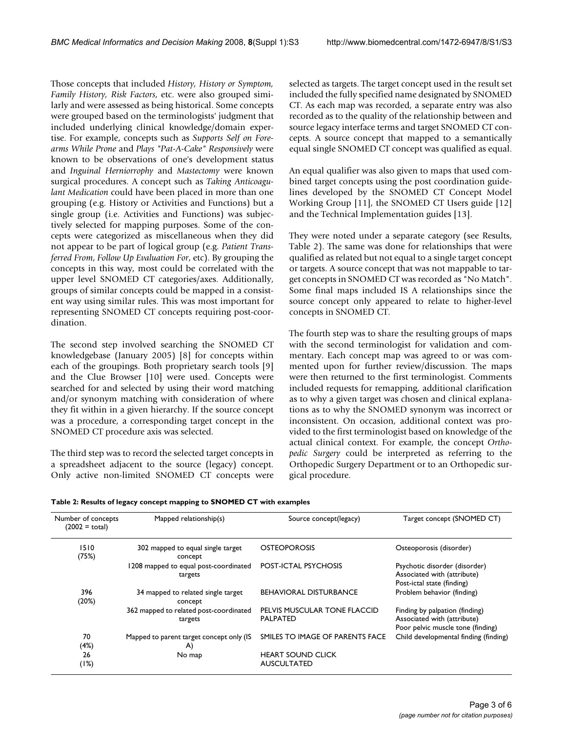Those concepts that included *History*, *History or Symptom*, *Family History*, *Risk Factors*, etc. were also grouped similarly and were assessed as being historical. Some concepts were grouped based on the terminologists' judgment that included underlying clinical knowledge/domain expertise. For example, concepts such as *Supports Self on Forearms While Prone* and *Plays "Pat-A-Cake" Responsively* were known to be observations of one's development status and *Inguinal Herniorrophy* and *Mastectomy* were known surgical procedures. A concept such as *Taking Anticoagulant Medication* could have been placed in more than one grouping (e.g. History or Activities and Functions) but a single group (i.e. Activities and Functions) was subjectively selected for mapping purposes. Some of the concepts were categorized as miscellaneous when they did not appear to be part of logical group (e.g. *Patient Transferred From*, *Follow Up Evaluation For*, etc). By grouping the concepts in this way, most could be correlated with the upper level SNOMED CT categories/axes. Additionally, groups of similar concepts could be mapped in a consistent way using similar rules. This was most important for representing SNOMED CT concepts requiring post-coordination.

The second step involved searching the SNOMED CT knowledgebase (January 2005) [8] for concepts within each of the groupings. Both proprietary search tools [9] and the Clue Browser [10] were used. Concepts were searched for and selected by using their word matching and/or synonym matching with consideration of where they fit within in a given hierarchy. If the source concept was a procedure, a corresponding target concept in the SNOMED CT procedure axis was selected.

The third step was to record the selected target concepts in a spreadsheet adjacent to the source (legacy) concept. Only active non-limited SNOMED CT concepts were selected as targets. The target concept used in the result set included the fully specified name designated by SNOMED CT. As each map was recorded, a separate entry was also recorded as to the quality of the relationship between and source legacy interface terms and target SNOMED CT concepts. A source concept that mapped to a semantically equal single SNOMED CT concept was qualified as equal.

An equal qualifier was also given to maps that used combined target concepts using the post coordination guidelines developed by the SNOMED CT Concept Model Working Group [11], the SNOMED CT Users guide [12] and the Technical Implementation guides [13].

They were noted under a separate category (see Results, Table 2). The same was done for relationships that were qualified as related but not equal to a single target concept or targets. A source concept that was not mappable to target concepts in SNOMED CT was recorded as "No Match". Some final maps included IS A relationships since the source concept only appeared to relate to higher-level concepts in SNOMED CT.

The fourth step was to share the resulting groups of maps with the second terminologist for validation and commentary. Each concept map was agreed to or was commented upon for further review/discussion. The maps were then returned to the first terminologist. Comments included requests for remapping, additional clarification as to why a given target was chosen and clinical explanations as to why the SNOMED synonym was incorrect or inconsistent. On occasion, additional context was provided to the first terminologist based on knowledge of the actual clinical context. For example, the concept *Orthopedic Surgery* could be interpreted as referring to the Orthopedic Surgery Department or to an Orthopedic surgical procedure.

**Table 2: Results of legacy concept mapping to SNOMED CT with examples**

| Number of concepts (2002 = total) | Mapped relationship(s) | Source concept(legacy) | Target concept (SNOMED CT) |
|---|---|---|---|
| 1510 (75%) | 302 mapped to equal single target concept | OSTEOPOROSIS | Osteoporosis (disorder) |
| | 1208 mapped to equal post-coordinated targets | POST-ICTAL PSYCHOSIS | Psychotic disorder (disorder) Associated with (attribute) Post-ictal state (finding) |
| 396 (20%) | 34 mapped to related single target concept | BEHAVIORAL DISTURBANCE | Problem behavior (finding) |
| | 362 mapped to related post-coordinated targets | PELVIS MUSCULAR TONE FLACCID PALPATED | Finding by palpation (finding) Associated with (attribute) Poor pelvic muscle tone (finding) |
| 70 (4%) | Mapped to parent target concept only (IS A) | SMILES TO IMAGE OF PARENTS FACE | Child developmental finding (finding) |
| 26 (1%) | No map | HEART SOUND CLICK AUSCULTATED | |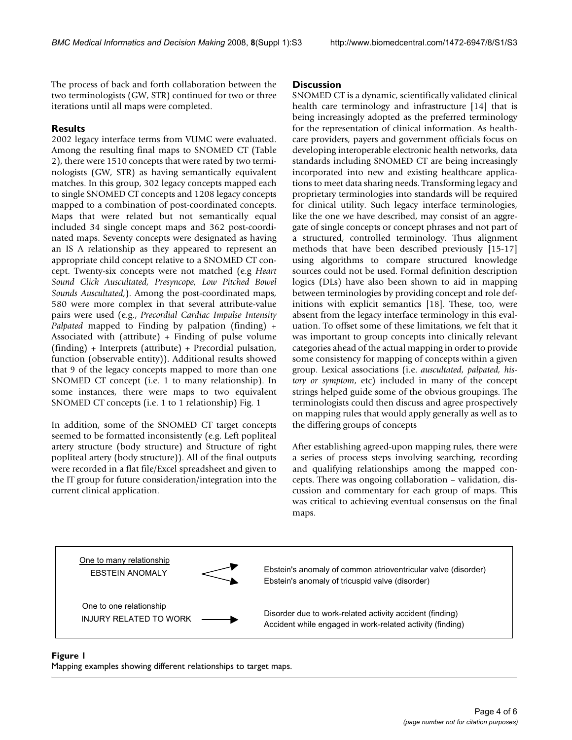The process of back and forth collaboration between the two terminologists (GW, STR) continued for two or three iterations until all maps were completed.

## Results

2002 legacy interface terms from VUMC were evaluated. Among the resulting final maps to SNOMED CT (Table 2), there were 1510 concepts that were rated by two terminologists (GW, STR) as having semantically equivalent matches. In this group, 302 legacy concepts mapped each to single SNOMED CT concepts and 1208 legacy concepts mapped to a combination of post-coordinated concepts. Maps that were related but not semantically equal included 34 single concept maps and 362 post-coordinated maps. Seventy concepts were designated as having an IS A relationship as they appeared to represent an appropriate child concept relative to a SNOMED CT concept. Twenty-six concepts were not matched (e.g *Heart Sound Click Auscultated, Presyncope, Low Pitched Bowel Sounds Auscultated,*). Among the post-coordinated maps, 580 were more complex in that several attribute-value pairs were used (e.g., *Precordial Cardiac Impulse Intensity Palpated* mapped to Finding by palpation (finding) + Associated with (attribute) + Finding of pulse volume (finding) + Interprets (attribute) + Precordial pulsation, function (observable entity)). Additional results showed that 9 of the legacy concepts mapped to more than one SNOMED CT concept (i.e. 1 to many relationship). In some instances, there were maps to two equivalent SNOMED CT concepts (i.e. 1 to 1 relationship) Fig. 1

In addition, some of the SNOMED CT target concepts seemed to be formatted inconsistently (e.g. Left popliteal artery structure (body structure) and Structure of right popliteal artery (body structure)). All of the final outputs were recorded in a flat file/Excel spreadsheet and given to the IT group for future consideration/integration into the current clinical application.

## Discussion

SNOMED CT is a dynamic, scientifically validated clinical health care terminology and infrastructure [14] that is being increasingly adopted as the preferred terminology for the representation of clinical information. As healthcare providers, payers and government officials focus on developing interoperable electronic health networks, data standards including SNOMED CT are being increasingly incorporated into new and existing healthcare applications to meet data sharing needs. Transforming legacy and proprietary terminologies into standards will be required for clinical utility. Such legacy interface terminologies, like the one we have described, may consist of an aggregate of single concepts or concept phrases and not part of a structured, controlled terminology. Thus alignment methods that have been described previously [15-17] using algorithms to compare structured knowledge sources could not be used. Formal definition description logics (DLs) have also been shown to aid in mapping between terminologies by providing concept and role definitions with explicit semantics [18]. These, too, were absent from the legacy interface terminology in this evaluation. To offset some of these limitations, we felt that it was important to group concepts into clinically relevant categories ahead of the actual mapping in order to provide some consistency for mapping of concepts within a given group. Lexical associations (i.e. *auscultated, palpated, history or symptom*, etc) included in many of the concept strings helped guide some of the obvious groupings. The terminologists could then discuss and agree prospectively on mapping rules that would apply generally as well as to the differing groups of concepts

After establishing agreed-upon mapping rules, there were a series of process steps involving searching, recording and qualifying relationships among the mapped concepts. There was ongoing collaboration – validation, discussion and commentary for each group of maps. This was critical to achieving eventual consensus on the final maps.

One to many relationship

EBSTEIN ANOMALY

Ebstein's anomaly of common atrioventricular valve (disorder)

Ebstein's anomaly of tricuspid valve (disorder)

One to one relationship

INJURY RELATED TO WORK

Disorder due to work-related activity accident (finding)

Accident while engaged in work-related activity (finding)

**Figure 1**

Mapping examples showing different relationships to target maps.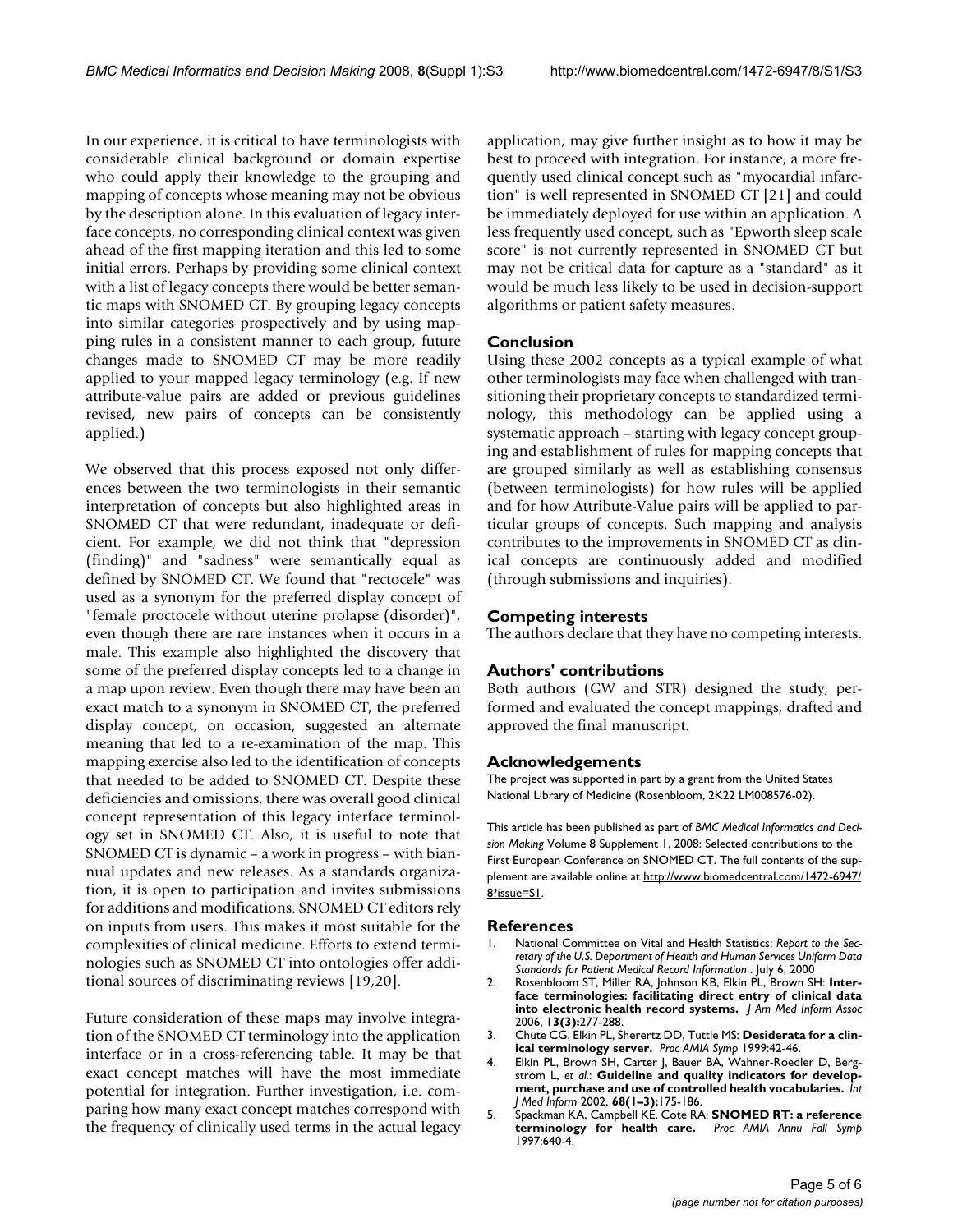In our experience, it is critical to have terminologists with considerable clinical background or domain expertise who could apply their knowledge to the grouping and mapping of concepts whose meaning may not be obvious by the description alone. In this evaluation of legacy interface concepts, no corresponding clinical context was given ahead of the first mapping iteration and this led to some initial errors. Perhaps by providing some clinical context with a list of legacy concepts there would be better semantic maps with SNOMED CT. By grouping legacy concepts into similar categories prospectively and by using mapping rules in a consistent manner to each group, future changes made to SNOMED CT may be more readily applied to your mapped legacy terminology (e.g. If new attribute-value pairs are added or previous guidelines revised, new pairs of concepts can be consistently applied.)

We observed that this process exposed not only differences between the two terminologists in their semantic interpretation of concepts but also highlighted areas in SNOMED CT that were redundant, inadequate or deficient. For example, we did not think that "depression (finding)" and "sadness" were semantically equal as defined by SNOMED CT. We found that "rectocele" was used as a synonym for the preferred display concept of "female proctocele without uterine prolapse (disorder)", even though there are rare instances when it occurs in a male. This example also highlighted the discovery that some of the preferred display concepts led to a change in a map upon review. Even though there may have been an exact match to a synonym in SNOMED CT, the preferred display concept, on occasion, suggested an alternate meaning that led to a re-examination of the map. This mapping exercise also led to the identification of concepts that needed to be added to SNOMED CT. Despite these deficiencies and omissions, there was overall good clinical concept representation of this legacy interface terminology set in SNOMED CT. Also, it is useful to note that SNOMED CT is dynamic – a work in progress – with biannual updates and new releases. As a standards organization, it is open to participation and invites submissions for additions and modifications. SNOMED CT editors rely on inputs from users. This makes it most suitable for the complexities of clinical medicine. Efforts to extend terminologies such as SNOMED CT into ontologies offer additional sources of discriminating reviews [19,20].

Future consideration of these maps may involve integration of the SNOMED CT terminology into the application interface or in a cross-referencing table. It may be that exact concept matches will have the most immediate potential for integration. Further investigation, i.e. comparing how many exact concept matches correspond with the frequency of clinically used terms in the actual legacy application, may give further insight as to how it may be best to proceed with integration. For instance, a more frequently used clinical concept such as "myocardial infarction" is well represented in SNOMED CT [21] and could be immediately deployed for use within an application. A less frequently used concept, such as "Epworth sleep scale score" is not currently represented in SNOMED CT but may not be critical data for capture as a "standard" as it would be much less likely to be used in decision-support algorithms or patient safety measures.

## Conclusion

Using these 2002 concepts as a typical example of what other terminologists may face when challenged with transitioning their proprietary concepts to standardized terminology, this methodology can be applied using a systematic approach – starting with legacy concept grouping and establishment of rules for mapping concepts that are grouped similarly as well as establishing consensus (between terminologists) for how rules will be applied and for how Attribute-Value pairs will be applied to particular groups of concepts. Such mapping and analysis contributes to the improvements in SNOMED CT as clinical concepts are continuously added and modified (through submissions and inquiries).

## Competing interests

The authors declare that they have no competing interests.

## Authors' contributions

Both authors (GW and STR) designed the study, performed and evaluated the concept mappings, drafted and approved the final manuscript.

## Acknowledgements

The project was supported in part by a grant from the United States National Library of Medicine (Rosenbloom, 2K22 LM008576-02).

This article has been published as part of *BMC Medical Informatics and Decision Making* Volume 8 Supplement 1, 2008: Selected contributions to the First European Conference on SNOMED CT. The full contents of the supplement are available online at http://www.biomedcentral.com/1472-6947/8?issue=S1.

## References

1. National Committee on Vital and Health Statistics: *Report to the Secretary of the U.S. Department of Health and Human Services Uniform Data Standards for Patient Medical Record Information*. July 6, 2000
2. Rosenbloom ST, Miller RA, Johnson KB, Elkin PL, Brown SH: **Interface terminologies: facilitating direct entry of clinical data into electronic health record systems.** *J Am Med Inform Assoc* 2006, **13(3):**277-288.
3. Chute CG, Elkin PL, Sherertz DD, Tuttle MS: **Desiderata for a clinical terminology server.** *Proc AMIA Symp* 1999:42-46.
4. Elkin PL, Brown SH, Carter J, Bauer BA, Wahner-Roedler D, Bergstrom L, *et al.*: **Guideline and quality indicators for development, purchase and use of controlled health vocabularies.** *Int J Med Inform* 2002, **68(1–3):**175-186.
5. Spackman KA, Campbell KE, Cote RA: **SNOMED RT: a reference terminology for health care.** *Proc AMIA Annu Fall Symp* 1997:640-4.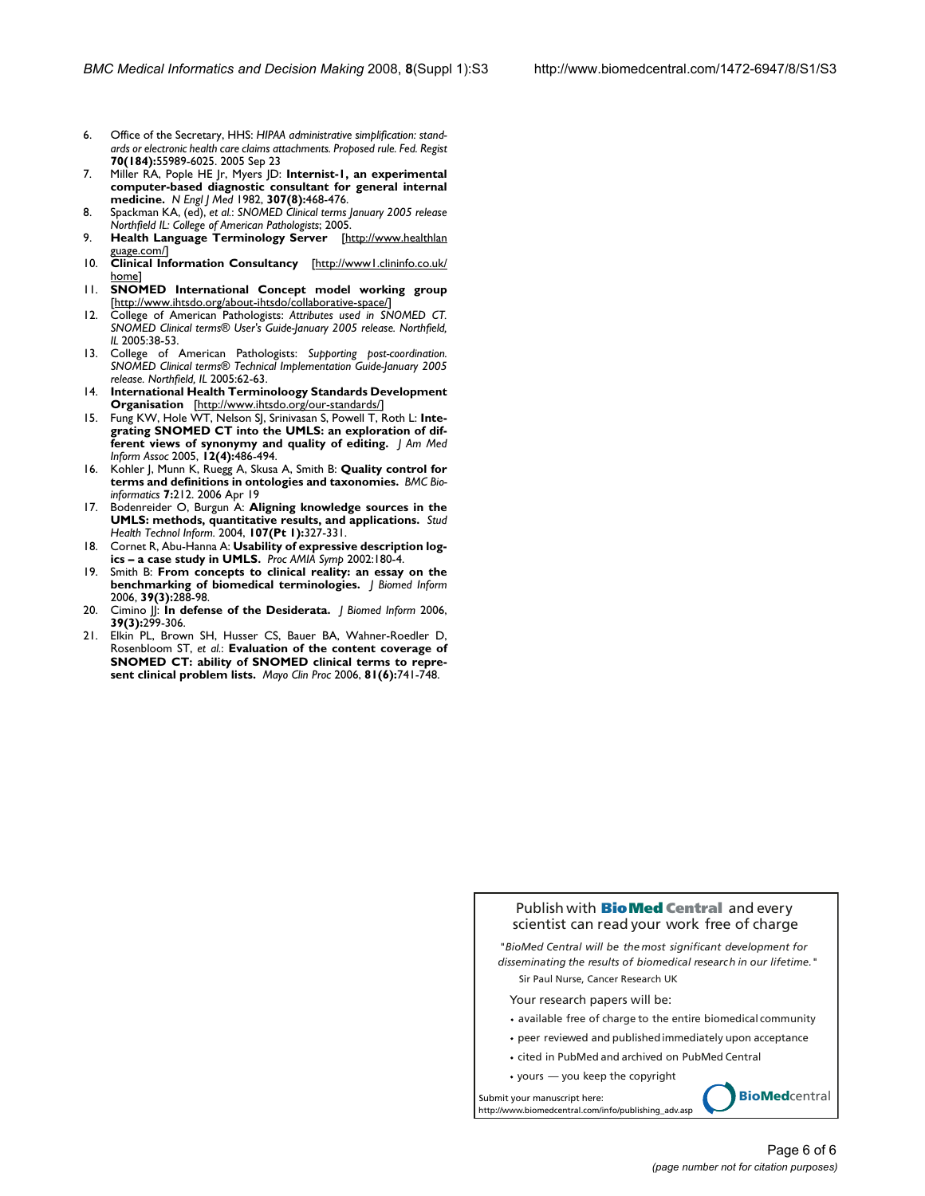6. Office of the Secretary, HHS: *HIPAA administrative simplification: standards or electronic health care claims attachments. Proposed rule. Fed. Regist* **70(184):**55989-6025. 2005 Sep 23
7. Miller RA, Pople HE Jr, Myers JD: **Internist-1, an experimental computer-based diagnostic consultant for general internal medicine.** *N Engl J Med* 1982, **307(8):**468-476.
8. Spackman KA, (ed), *et al.*: *SNOMED Clinical terms January 2005 release Northfield IL: College of American Pathologists*; 2005.
9. **Health Language Terminology Server** [http://www.healthlanguage.com/]
10. **Clinical Information Consultancy** [http://www1.clininfo.co.uk/home]
11. **SNOMED International Concept model working group** [http://www.ihtsdo.org/about-ihtsdo/collaborative-space/]
12. College of American Pathologists: *Attributes used in SNOMED CT. SNOMED Clinical terms® User's Guide-January 2005 release. Northfield, IL* 2005:38-53.
13. College of American Pathologists: *Supporting post-coordination. SNOMED Clinical terms® Technical Implementation Guide-January 2005 release. Northfield, IL* 2005:62-63.
14. **International Health Terminoloogy Standards Development Organisation** [http://www.ihtsdo.org/our-standards/]
15. Fung KW, Hole WT, Nelson SJ, Srinivasan S, Powell T, Roth L: **Integrating SNOMED CT into the UMLS: an exploration of different views of synonymy and quality of editing.** *J Am Med Inform Assoc* 2005, **12(4):**486-494.
16. Kohler J, Munn K, Ruegg A, Skusa A, Smith B: **Quality control for terms and definitions in ontologies and taxonomies.** *BMC Bioinformatics* **7:**212. 2006 Apr 19
17. Bodenreider O, Burgun A: **Aligning knowledge sources in the UMLS: methods, quantitative results, and applications.** *Stud Health Technol Inform.* 2004, **107(Pt 1):**327-331.
18. Cornet R, Abu-Hanna A: **Usability of expressive description logics – a case study in UMLS.** *Proc AMIA Symp* 2002:180-4.
19. Smith B: **From concepts to clinical reality: an essay on the benchmarking of biomedical terminologies.** *J Biomed Inform* 2006, **39(3):**288-98.
20. Cimino JJ: **In defense of the Desiderata.** *J Biomed Inform* 2006, **39(3):**299-306.
21. Elkin PL, Brown SH, Husser CS, Bauer BA, Wahner-Roedler D, Rosenbloom ST, *et al.*: **Evaluation of the content coverage of SNOMED CT: ability of SNOMED clinical terms to represent clinical problem lists.** *Mayo Clin Proc* 2006, **81(6):**741-748.

Publish with **BioMed Central** and every scientist can read your work free of charge

*"BioMed Central will be the most significant development for disseminating the results of biomedical research in our lifetime."*
Sir Paul Nurse, Cancer Research UK

Your research papers will be:

- available free of charge to the entire biomedical community
- peer reviewed and published immediately upon acceptance
- cited in PubMed and archived on PubMed Central
- yours — you keep the copyright

Submit your manuscript here:
http://www.biomedcentral.com/info/publishing_adv.asp

**BioMed**central